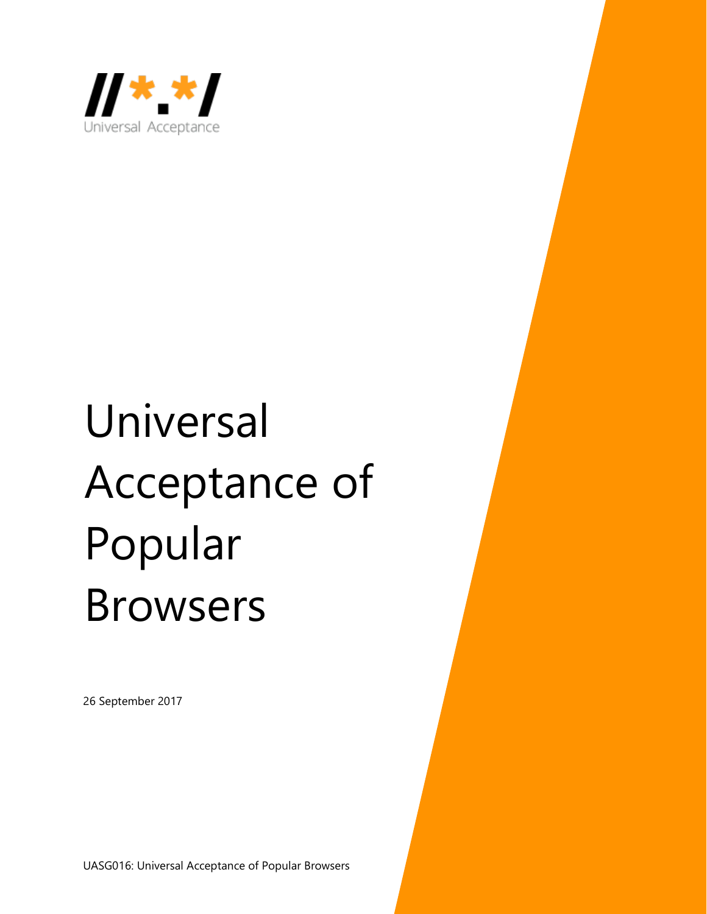//*.*/

Universal Acceptance

# Universal Acceptance of Popular Browsers

26 September 2017

UASG016: Universal Acceptance of Popular Browsers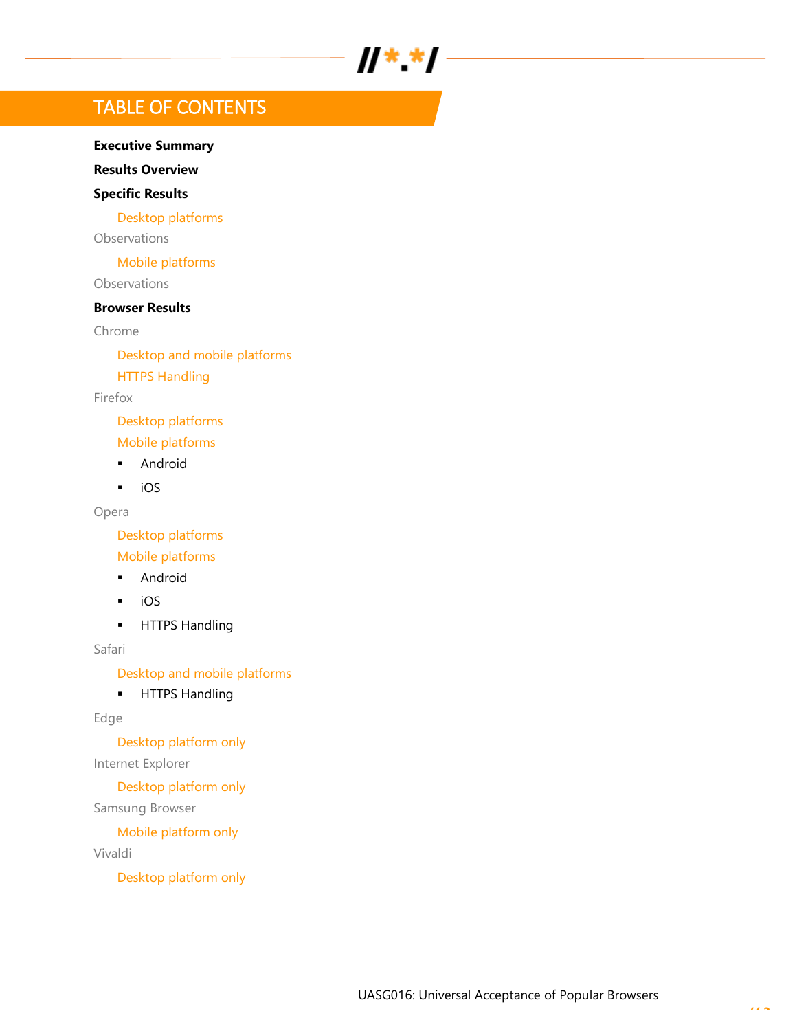# TABLE OF CONTENTS

**Executive Summary**

**Results Overview**

**Specific Results**

- Desktop platforms

Observations

- Mobile platforms

Observations

**Browser Results**

Chrome

- Desktop and mobile platforms
- HTTPS Handling

Firefox

- Desktop platforms
- Mobile platforms
  - Android
  - iOS

Opera

- Desktop platforms
- Mobile platforms
  - Android
  - iOS
  - HTTPS Handling

Safari

- Desktop and mobile platforms
  - HTTPS Handling

Edge

- Desktop platform only

Internet Explorer

- Desktop platform only

Samsung Browser

- Mobile platform only

Vivaldi

- Desktop platform only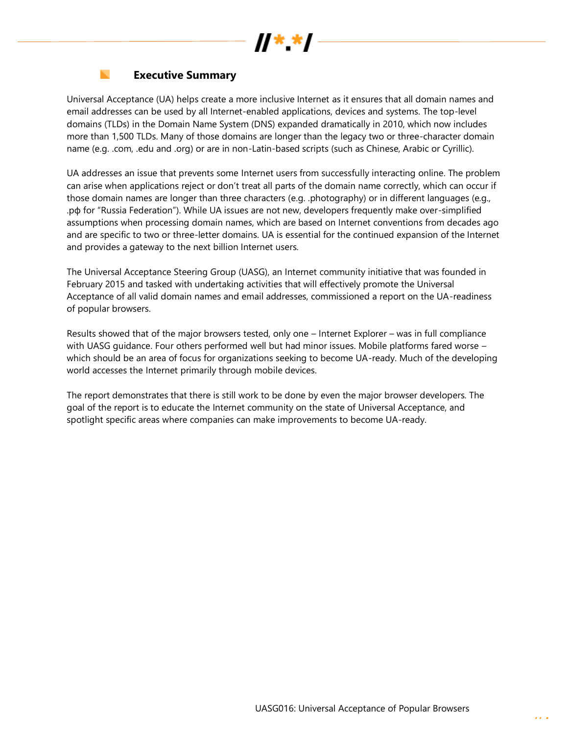## Executive Summary

Universal Acceptance (UA) helps create a more inclusive Internet as it ensures that all domain names and email addresses can be used by all Internet-enabled applications, devices and systems. The top-level domains (TLDs) in the Domain Name System (DNS) expanded dramatically in 2010, which now includes more than 1,500 TLDs. Many of those domains are longer than the legacy two or three-character domain name (e.g. .com, .edu and .org) or are in non-Latin-based scripts (such as Chinese, Arabic or Cyrillic).

UA addresses an issue that prevents some Internet users from successfully interacting online. The problem can arise when applications reject or don't treat all parts of the domain name correctly, which can occur if those domain names are longer than three characters (e.g. .photography) or in different languages (e.g., .рф for "Russia Federation"). While UA issues are not new, developers frequently make over-simplified assumptions when processing domain names, which are based on Internet conventions from decades ago and are specific to two or three-letter domains. UA is essential for the continued expansion of the Internet and provides a gateway to the next billion Internet users.

The Universal Acceptance Steering Group (UASG), an Internet community initiative that was founded in February 2015 and tasked with undertaking activities that will effectively promote the Universal Acceptance of all valid domain names and email addresses, commissioned a report on the UA-readiness of popular browsers.

Results showed that of the major browsers tested, only one – Internet Explorer – was in full compliance with UASG guidance. Four others performed well but had minor issues. Mobile platforms fared worse – which should be an area of focus for organizations seeking to become UA-ready. Much of the developing world accesses the Internet primarily through mobile devices.

The report demonstrates that there is still work to be done by even the major browser developers. The goal of the report is to educate the Internet community on the state of Universal Acceptance, and spotlight specific areas where companies can make improvements to become UA-ready.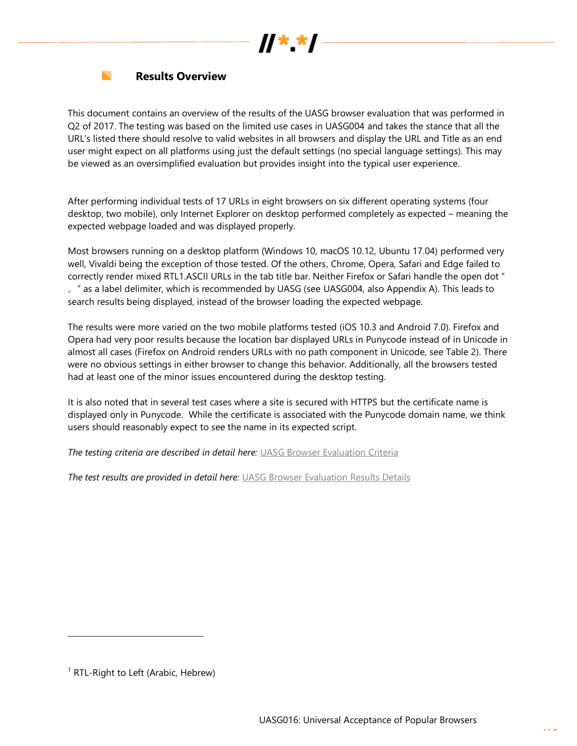## Results Overview

This document contains an overview of the results of the UASG browser evaluation that was performed in Q2 of 2017. The testing was based on the limited use cases in UASG004 and takes the stance that all the URL's listed there should resolve to valid websites in all browsers and display the URL and Title as an end user might expect on all platforms using just the default settings (no special language settings). This may be viewed as an oversimplified evaluation but provides insight into the typical user experience.

After performing individual tests of 17 URLs in eight browsers on six different operating systems (four desktop, two mobile), only Internet Explorer on desktop performed completely as expected – meaning the expected webpage loaded and was displayed properly.

Most browsers running on a desktop platform (Windows 10, macOS 10.12, Ubuntu 17.04) performed very well, Vivaldi being the exception of those tested. Of the others, Chrome, Opera, Safari and Edge failed to correctly render mixed RTL[1].ASCII URLs in the tab title bar. Neither Firefox or Safari handle the open dot " 。 " as a label delimiter, which is recommended by UASG (see UASG004, also Appendix A). This leads to search results being displayed, instead of the browser loading the expected webpage.

The results were more varied on the two mobile platforms tested (iOS 10.3 and Android 7.0). Firefox and Opera had very poor results because the location bar displayed URLs in Punycode instead of in Unicode in almost all cases (Firefox on Android renders URLs with no path component in Unicode, see Table 2). There were no obvious settings in either browser to change this behavior. Additionally, all the browsers tested had at least one of the minor issues encountered during the desktop testing.

It is also noted that in several test cases where a site is secured with HTTPS but the certificate name is displayed only in Punycode. While the certificate is associated with the Punycode domain name, we think users should reasonably expect to see the name in its expected script.

*The testing criteria are described in detail here:* [UASG Browser Evaluation Criteria]()

*The test results are provided in detail here:* [UASG Browser Evaluation Results Details]()

---

[1] RTL-Right to Left (Arabic, Hebrew)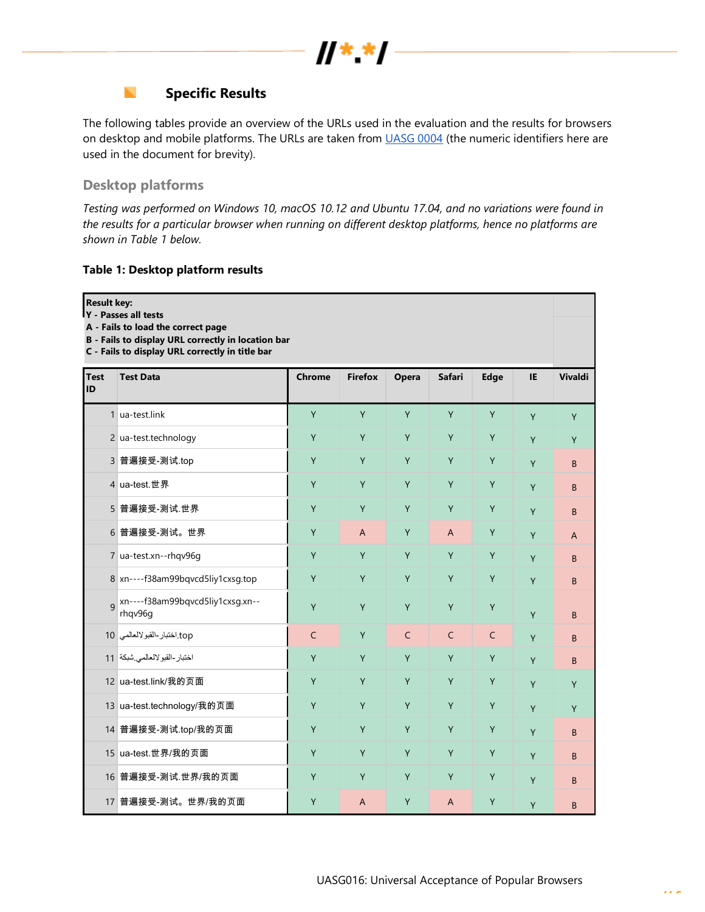## Specific Results

The following tables provide an overview of the URLs used in the evaluation and the results for browsers on desktop and mobile platforms. The URLs are taken from UASG 0004 (the numeric identifiers here are used in the document for brevity).

### Desktop platforms

*Testing was performed on Windows 10, macOS 10.12 and Ubuntu 17.04, and no variations were found in the results for a particular browser when running on different desktop platforms, hence no platforms are shown in Table 1 below.*

**Table 1: Desktop platform results**

**Result key:**
**Y - Passes all tests**
**A - Fails to load the correct page**
**B - Fails to display URL correctly in location bar**
**C - Fails to display URL correctly in title bar**

| Test ID | Test Data | Chrome | Firefox | Opera | Safari | Edge | IE | Vivaldi |
|---|---|---|---|---|---|---|---|---|
| 1 | ua-test.link | Y | Y | Y | Y | Y | Y | Y |
| 2 | ua-test.technology | Y | Y | Y | Y | Y | Y | Y |
| 3 | 普遍接受-测试.top | Y | Y | Y | Y | Y | Y | B |
| 4 | ua-test.世界 | Y | Y | Y | Y | Y | Y | B |
| 5 | 普遍接受-测试.世界 | Y | Y | Y | Y | Y | Y | B |
| 6 | 普遍接受-测试。世界 | Y | A | Y | A | Y | Y | A |
| 7 | ua-test.xn--rhqv96g | Y | Y | Y | Y | Y | Y | B |
| 8 | xn----f38am99bqvcd5liy1cxsg.top | Y | Y | Y | Y | Y | Y | B |
| 9 | xn----f38am99bqvcd5liy1cxsg.xn--rhqv96g | Y | Y | Y | Y | Y | Y | B |
| 10 | اختبار-القبولالعالمي.top | C | Y | C | C | C | Y | B |
| 11 | اختبار-القبولالعالمي.شبكة | Y | Y | Y | Y | Y | Y | B |
| 12 | ua-test.link/我的页面 | Y | Y | Y | Y | Y | Y | Y |
| 13 | ua-test.technology/我的页面 | Y | Y | Y | Y | Y | Y | Y |
| 14 | 普遍接受-测试.top/我的页面 | Y | Y | Y | Y | Y | Y | B |
| 15 | ua-test.世界/我的页面 | Y | Y | Y | Y | Y | Y | B |
| 16 | 普遍接受-测试.世界/我的页面 | Y | Y | Y | Y | Y | Y | B |
| 17 | 普遍接受-测试。世界/我的页面 | Y | A | Y | A | Y | Y | B |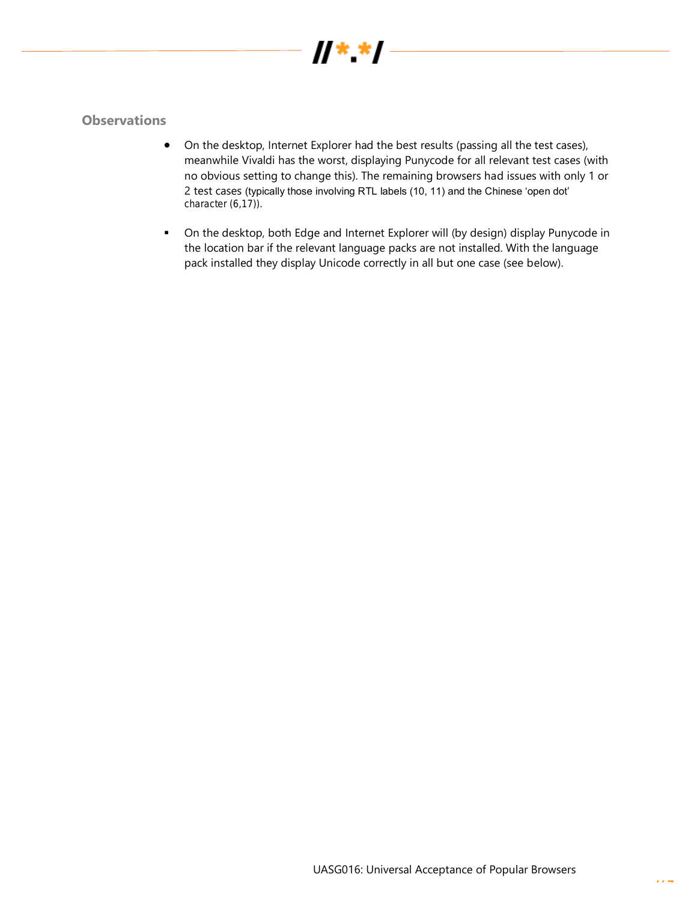### Observations

- On the desktop, Internet Explorer had the best results (passing all the test cases), meanwhile Vivaldi has the worst, displaying Punycode for all relevant test cases (with no obvious setting to change this). The remaining browsers had issues with only 1 or 2 test cases (typically those involving RTL labels (10, 11) and the Chinese 'open dot' character (6,17)).

- On the desktop, both Edge and Internet Explorer will (by design) display Punycode in the location bar if the relevant language packs are not installed. With the language pack installed they display Unicode correctly in all but one case (see below).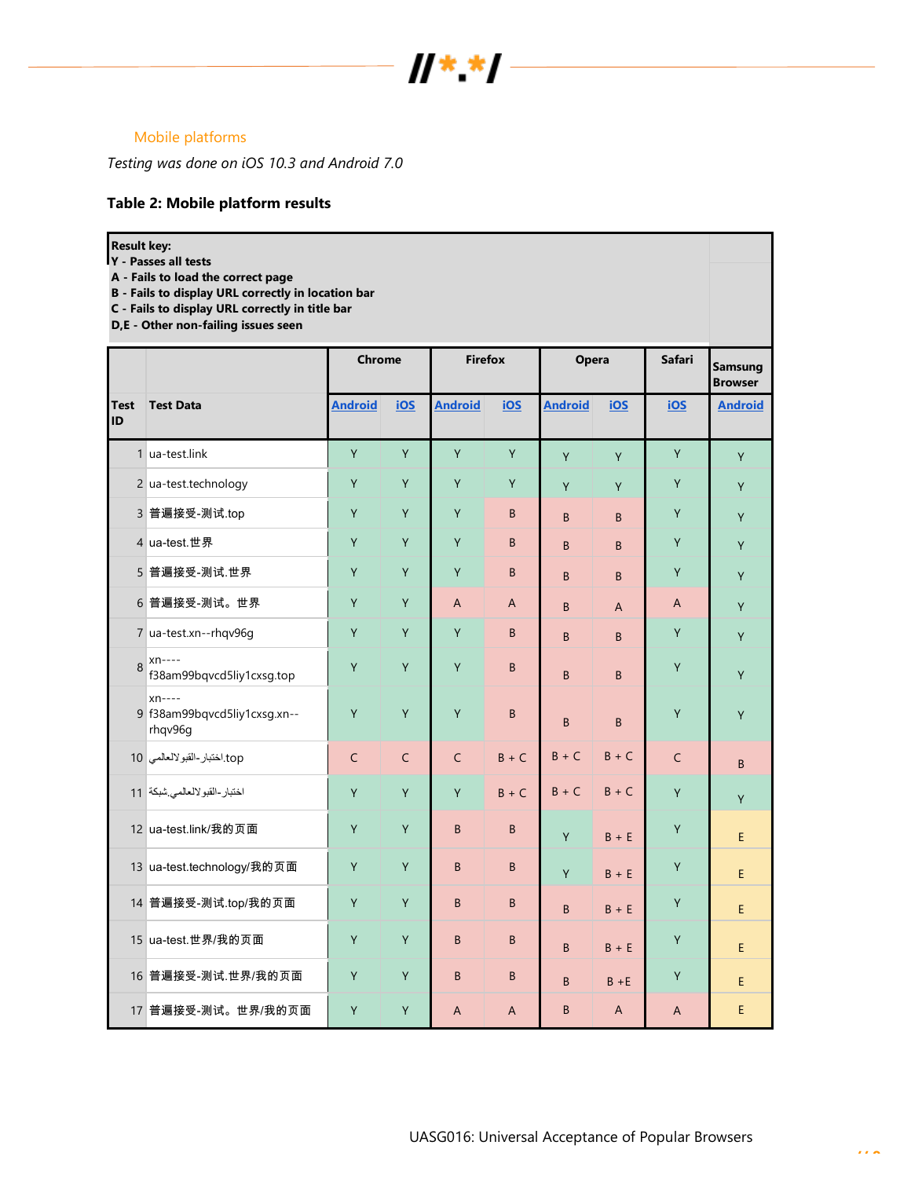## Mobile platforms

*Testing was done on iOS 10.3 and Android 7.0*

**Table 2: Mobile platform results**

**Result key:**
**Y - Passes all tests**
**A - Fails to load the correct page**
**B - Fails to display URL correctly in location bar**
**C - Fails to display URL correctly in title bar**
**D,E - Other non-failing issues seen**

| Test ID | Test Data | Chrome | | Firefox | | Opera | | Safari | Samsung Browser |
|---|---|---|---|---|---|---|---|---|---|
| | | Android | iOS | Android | iOS | Android | iOS | iOS | Android |
| 1 | ua-test.link | Y | Y | Y | Y | Y | Y | Y | Y |
| 2 | ua-test.technology | Y | Y | Y | Y | Y | Y | Y | Y |
| 3 | 普遍接受-测试.top | Y | Y | Y | B | B | B | Y | Y |
| 4 | ua-test.世界 | Y | Y | Y | B | B | B | Y | Y |
| 5 | 普遍接受-测试.世界 | Y | Y | Y | B | B | B | Y | Y |
| 6 | 普遍接受-测试。世界 | Y | Y | A | A | B | A | A | Y |
| 7 | ua-test.xn--rhqv96g | Y | Y | Y | B | B | B | Y | Y |
| 8 | xn----f38am99bqvcd5liy1cxsg.top | Y | Y | Y | B | B | B | Y | Y |
| 9 | xn----f38am99bqvcd5liy1cxsg.xn--rhqv96g | Y | Y | Y | B | B | B | Y | Y |
| 10 | اختبار-القبولالعالمي.top | C | C | C | B + C | B + C | B + C | C | B |
| 11 | اختبار-القبولالعالمي.شبكة | Y | Y | Y | B + C | B + C | B + C | Y | Y |
| 12 | ua-test.link/我的页面 | Y | Y | B | B | Y | B + E | Y | E |
| 13 | ua-test.technology/我的页面 | Y | Y | B | B | Y | B + E | Y | E |
| 14 | 普遍接受-测试.top/我的页面 | Y | Y | B | B | B | B + E | Y | E |
| 15 | ua-test.世界/我的页面 | Y | Y | B | B | B | B + E | Y | E |
| 16 | 普遍接受-测试.世界/我的页面 | Y | Y | B | B | B | B +E | Y | E |
| 17 | 普遍接受-测试。世界/我的页面 | Y | Y | A | A | B | A | A | E |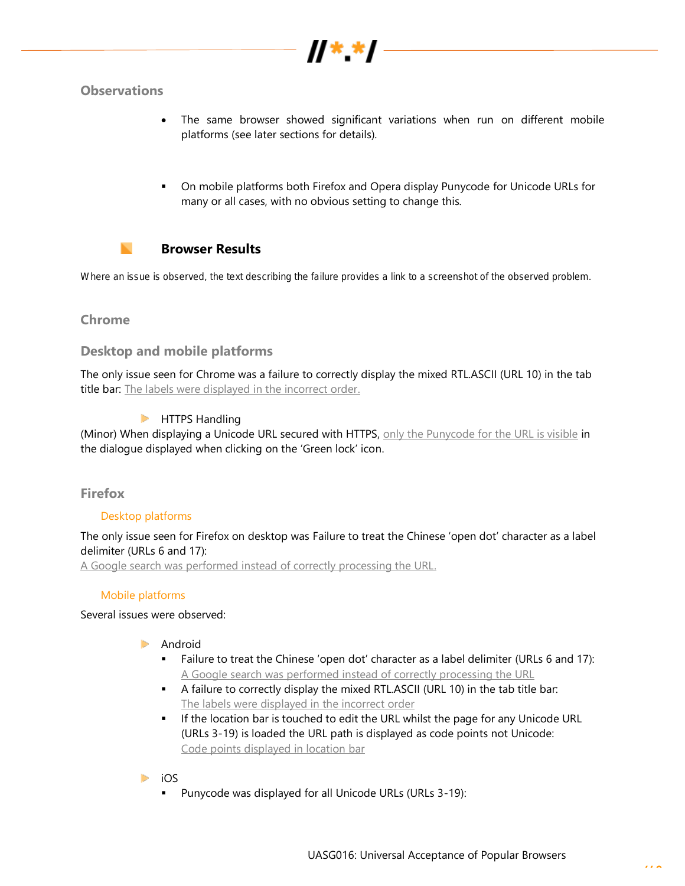### Observations

- The same browser showed significant variations when run on different mobile platforms (see later sections for details).

- On mobile platforms both Firefox and Opera display Punycode for Unicode URLs for many or all cases, with no obvious setting to change this.

## Browser Results

Where an issue is observed, the text describing the failure provides a link to a screenshot of the observed problem.

### Chrome

### Desktop and mobile platforms

The only issue seen for Chrome was a failure to correctly display the mixed RTL.ASCII (URL 10) in the tab title bar: The labels were displayed in the incorrect order.

- HTTPS Handling

(Minor) When displaying a Unicode URL secured with HTTPS, only the Punycode for the URL is visible in the dialogue displayed when clicking on the 'Green lock' icon.

### Firefox

#### Desktop platforms

The only issue seen for Firefox on desktop was Failure to treat the Chinese 'open dot' character as a label delimiter (URLs 6 and 17):
A Google search was performed instead of correctly processing the URL.

#### Mobile platforms

Several issues were observed:

- Android
  - Failure to treat the Chinese 'open dot' character as a label delimiter (URLs 6 and 17): A Google search was performed instead of correctly processing the URL
  - A failure to correctly display the mixed RTL.ASCII (URL 10) in the tab title bar: The labels were displayed in the incorrect order
  - If the location bar is touched to edit the URL whilst the page for any Unicode URL (URLs 3-19) is loaded the URL path is displayed as code points not Unicode: Code points displayed in location bar

- iOS
  - Punycode was displayed for all Unicode URLs (URLs 3-19):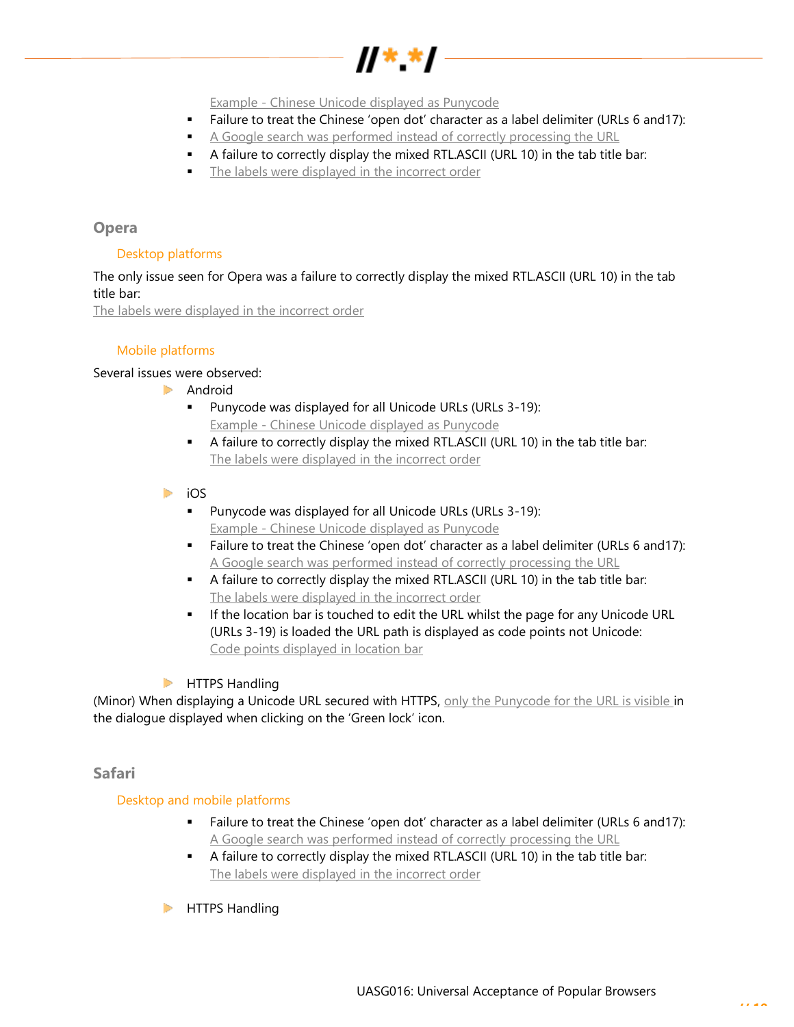Example - Chinese Unicode displayed as Punycode

- Failure to treat the Chinese 'open dot' character as a label delimiter (URLs 6 and17):
- A Google search was performed instead of correctly processing the URL
- A failure to correctly display the mixed RTL.ASCII (URL 10) in the tab title bar:
- The labels were displayed in the incorrect order

## Opera

### Desktop platforms

The only issue seen for Opera was a failure to correctly display the mixed RTL.ASCII (URL 10) in the tab title bar:
The labels were displayed in the incorrect order

### Mobile platforms

Several issues were observed:

- Android
  - Punycode was displayed for all Unicode URLs (URLs 3-19):
    Example - Chinese Unicode displayed as Punycode
  - A failure to correctly display the mixed RTL.ASCII (URL 10) in the tab title bar:
    The labels were displayed in the incorrect order

- iOS
  - Punycode was displayed for all Unicode URLs (URLs 3-19):
    Example - Chinese Unicode displayed as Punycode
  - Failure to treat the Chinese 'open dot' character as a label delimiter (URLs 6 and17):
    A Google search was performed instead of correctly processing the URL
  - A failure to correctly display the mixed RTL.ASCII (URL 10) in the tab title bar:
    The labels were displayed in the incorrect order
  - If the location bar is touched to edit the URL whilst the page for any Unicode URL (URLs 3-19) is loaded the URL path is displayed as code points not Unicode:
    Code points displayed in location bar

- HTTPS Handling

(Minor) When displaying a Unicode URL secured with HTTPS, only the Punycode for the URL is visible in the dialogue displayed when clicking on the 'Green lock' icon.

## Safari

### Desktop and mobile platforms

- Failure to treat the Chinese 'open dot' character as a label delimiter (URLs 6 and17):
  A Google search was performed instead of correctly processing the URL
- A failure to correctly display the mixed RTL.ASCII (URL 10) in the tab title bar:
  The labels were displayed in the incorrect order

- HTTPS Handling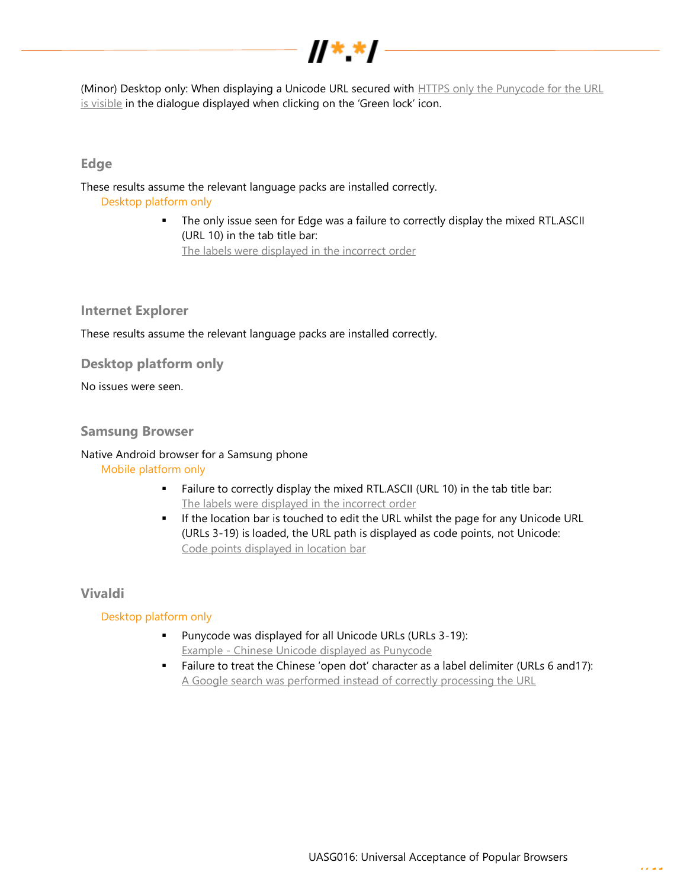(Minor) Desktop only: When displaying a Unicode URL secured with HTTPS only the Punycode for the URL is visible in the dialogue displayed when clicking on the 'Green lock' icon.

### Edge

These results assume the relevant language packs are installed correctly.

Desktop platform only

- The only issue seen for Edge was a failure to correctly display the mixed RTL.ASCII (URL 10) in the tab title bar:
  The labels were displayed in the incorrect order

### Internet Explorer

These results assume the relevant language packs are installed correctly.

### Desktop platform only

No issues were seen.

### Samsung Browser

Native Android browser for a Samsung phone

Mobile platform only

- Failure to correctly display the mixed RTL.ASCII (URL 10) in the tab title bar:
  The labels were displayed in the incorrect order
- If the location bar is touched to edit the URL whilst the page for any Unicode URL (URLs 3-19) is loaded, the URL path is displayed as code points, not Unicode:
  Code points displayed in location bar

### Vivaldi

Desktop platform only

- Punycode was displayed for all Unicode URLs (URLs 3-19):
  Example - Chinese Unicode displayed as Punycode
- Failure to treat the Chinese 'open dot' character as a label delimiter (URLs 6 and17):
  A Google search was performed instead of correctly processing the URL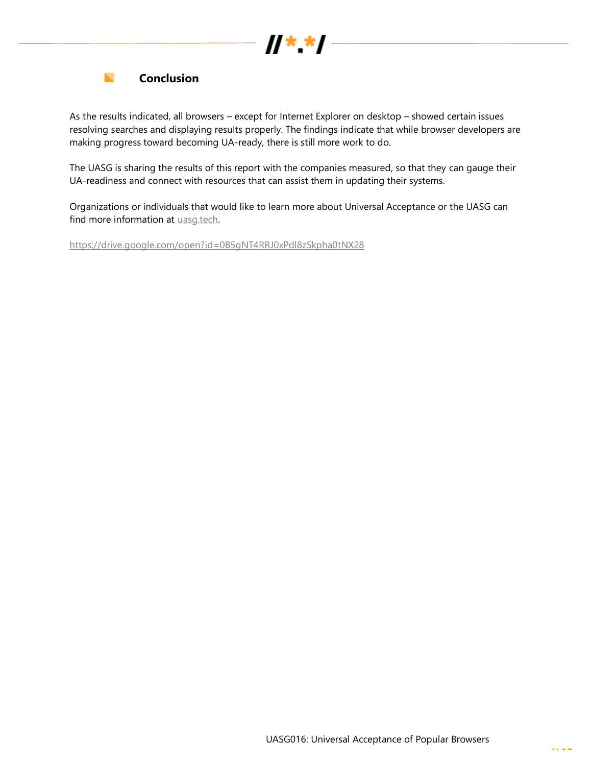## Conclusion

As the results indicated, all browsers – except for Internet Explorer on desktop – showed certain issues resolving searches and displaying results properly. The findings indicate that while browser developers are making progress toward becoming UA-ready, there is still more work to do.

The UASG is sharing the results of this report with the companies measured, so that they can gauge their UA-readiness and connect with resources that can assist them in updating their systems.

Organizations or individuals that would like to learn more about Universal Acceptance or the UASG can find more information at uasg.tech.

https://drive.google.com/open?id=0B5gNT4RRJ0xPdl8zSkpha0tNX28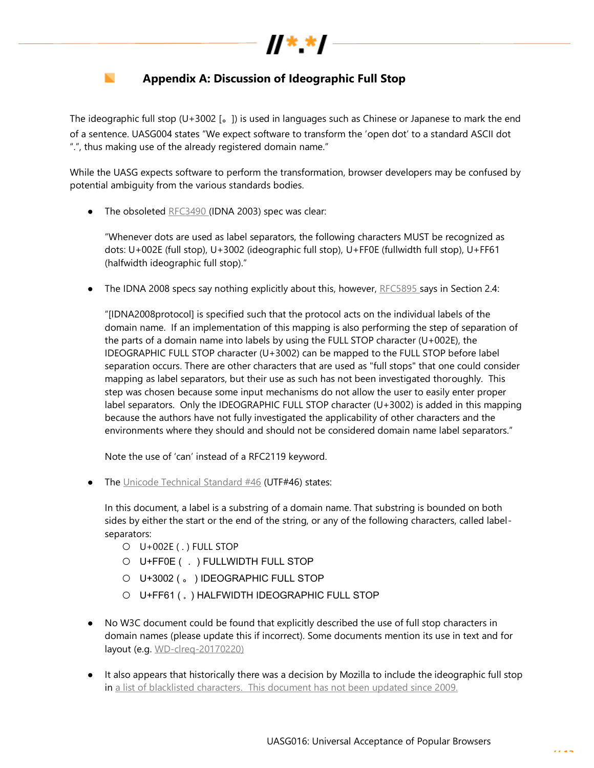## Appendix A: Discussion of Ideographic Full Stop

The ideographic full stop (U+3002 [。]) is used in languages such as Chinese or Japanese to mark the end of a sentence. UASG004 states "We expect software to transform the 'open dot' to a standard ASCII dot ".", thus making use of the already registered domain name."

While the UASG expects software to perform the transformation, browser developers may be confused by potential ambiguity from the various standards bodies.

- The obsoleted RFC3490 (IDNA 2003) spec was clear:

  "Whenever dots are used as label separators, the following characters MUST be recognized as dots: U+002E (full stop), U+3002 (ideographic full stop), U+FF0E (fullwidth full stop), U+FF61 (halfwidth ideographic full stop)."

- The IDNA 2008 specs say nothing explicitly about this, however, RFC5895 says in Section 2.4:

  "[IDNA2008protocol] is specified such that the protocol acts on the individual labels of the domain name. If an implementation of this mapping is also performing the step of separation of the parts of a domain name into labels by using the FULL STOP character (U+002E), the IDEOGRAPHIC FULL STOP character (U+3002) can be mapped to the FULL STOP before label separation occurs. There are other characters that are used as "full stops" that one could consider mapping as label separators, but their use as such has not been investigated thoroughly. This step was chosen because some input mechanisms do not allow the user to easily enter proper label separators. Only the IDEOGRAPHIC FULL STOP character (U+3002) is added in this mapping because the authors have not fully investigated the applicability of other characters and the environments where they should and should not be considered domain name label separators."

  Note the use of 'can' instead of a RFC2119 keyword.

- The Unicode Technical Standard #46 (UTF#46) states:

  In this document, a label is a substring of a domain name. That substring is bounded on both sides by either the start or the end of the string, or any of the following characters, called label-separators:

  - U+002E ( . ) FULL STOP
  - U+FF0E ( ． ) FULLWIDTH FULL STOP
  - U+3002 ( 。 ) IDEOGRAPHIC FULL STOP
  - U+FF61 ( ｡ ) HALFWIDTH IDEOGRAPHIC FULL STOP

- No W3C document could be found that explicitly described the use of full stop characters in domain names (please update this if incorrect). Some documents mention its use in text and for layout (e.g. WD-clreq-20170220)

- It also appears that historically there was a decision by Mozilla to include the ideographic full stop in a list of blacklisted characters. This document has not been updated since 2009.